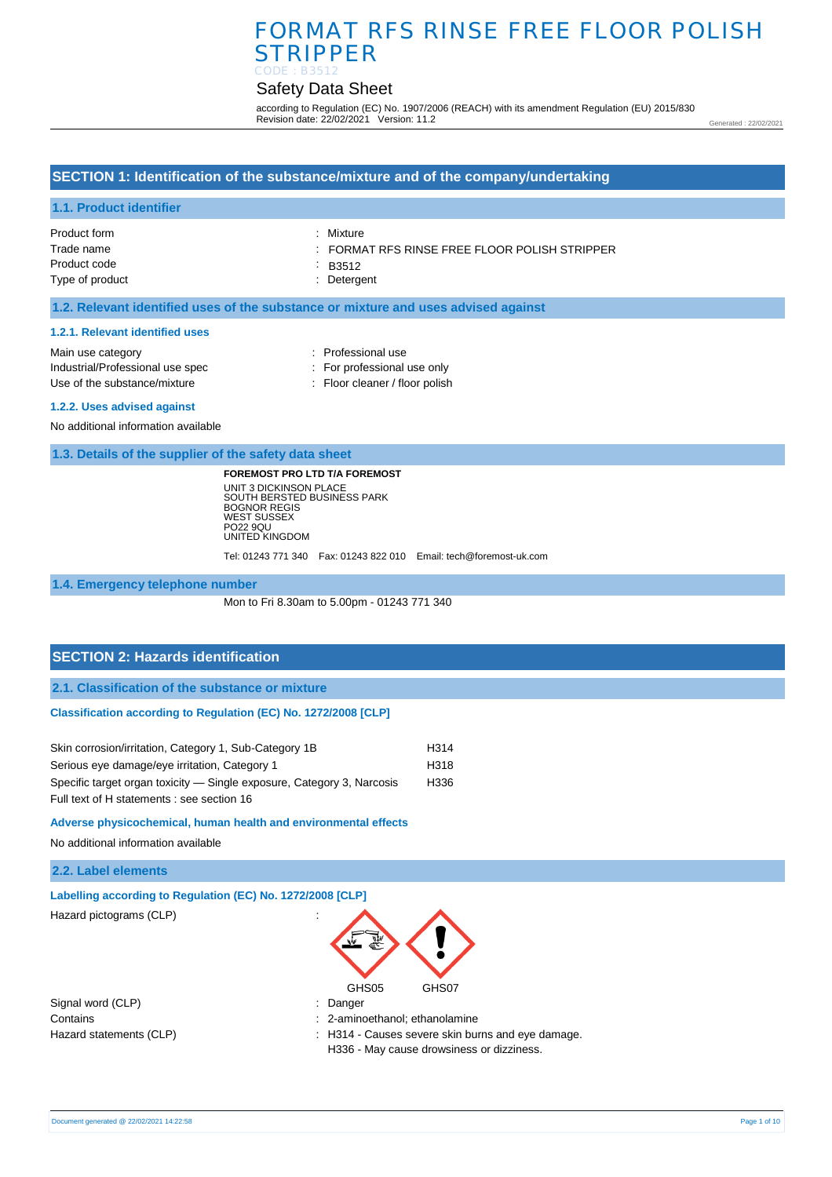# FORMAT RFS RINSE FREE FLOOR POLISH STRIPPER

CODE : B3512

## Safety Data Sheet

according to Regulation (EC) No. 1907/2006 (REACH) with its amendment Regulation (EU) 2015/830
Revision date: 22/02/2021 Version: 11.2

Generated : 22/02/2021

## SECTION 1: Identification of the substance/mixture and of the company/undertaking

### 1.1. Product identifier

| | |
|---|---|
| Product form | : Mixture |
| Trade name | : FORMAT RFS RINSE FREE FLOOR POLISH STRIPPER |
| Product code | : B3512 |
| Type of product | : Detergent |

### 1.2. Relevant identified uses of the substance or mixture and uses advised against

#### 1.2.1. Relevant identified uses

| | |
|---|---|
| Main use category | : Professional use |
| Industrial/Professional use spec | : For professional use only |
| Use of the substance/mixture | : Floor cleaner / floor polish |

#### 1.2.2. Uses advised against

No additional information available

### 1.3. Details of the supplier of the safety data sheet

**FOREMOST PRO LTD T/A FOREMOST**
UNIT 3 DICKINSON PLACE
SOUTH BERSTED BUSINESS PARK
BOGNOR REGIS
WEST SUSSEX
PO22 9QU
UNITED KINGDOM

Tel: 01243 771 340 Fax: 01243 822 010 Email: tech@foremost-uk.com

### 1.4. Emergency telephone number

Mon to Fri 8.30am to 5.00pm - 01243 771 340

## SECTION 2: Hazards identification

### 2.1. Classification of the substance or mixture

#### Classification according to Regulation (EC) No. 1272/2008 [CLP]

| | |
|---|---|
| Skin corrosion/irritation, Category 1, Sub-Category 1B | H314 |
| Serious eye damage/eye irritation, Category 1 | H318 |
| Specific target organ toxicity — Single exposure, Category 3, Narcosis | H336 |

Full text of H statements : see section 16

#### Adverse physicochemical, human health and environmental effects

No additional information available

### 2.2. Label elements

#### Labelling according to Regulation (EC) No. 1272/2008 [CLP]

Hazard pictograms (CLP) :

GHS05 GHS07

| | |
|---|---|
| Signal word (CLP) | : Danger |
| Contains | : 2-aminoethanol; ethanolamine |
| Hazard statements (CLP) | : H314 - Causes severe skin burns and eye damage.<br>H336 - May cause drowsiness or dizziness. |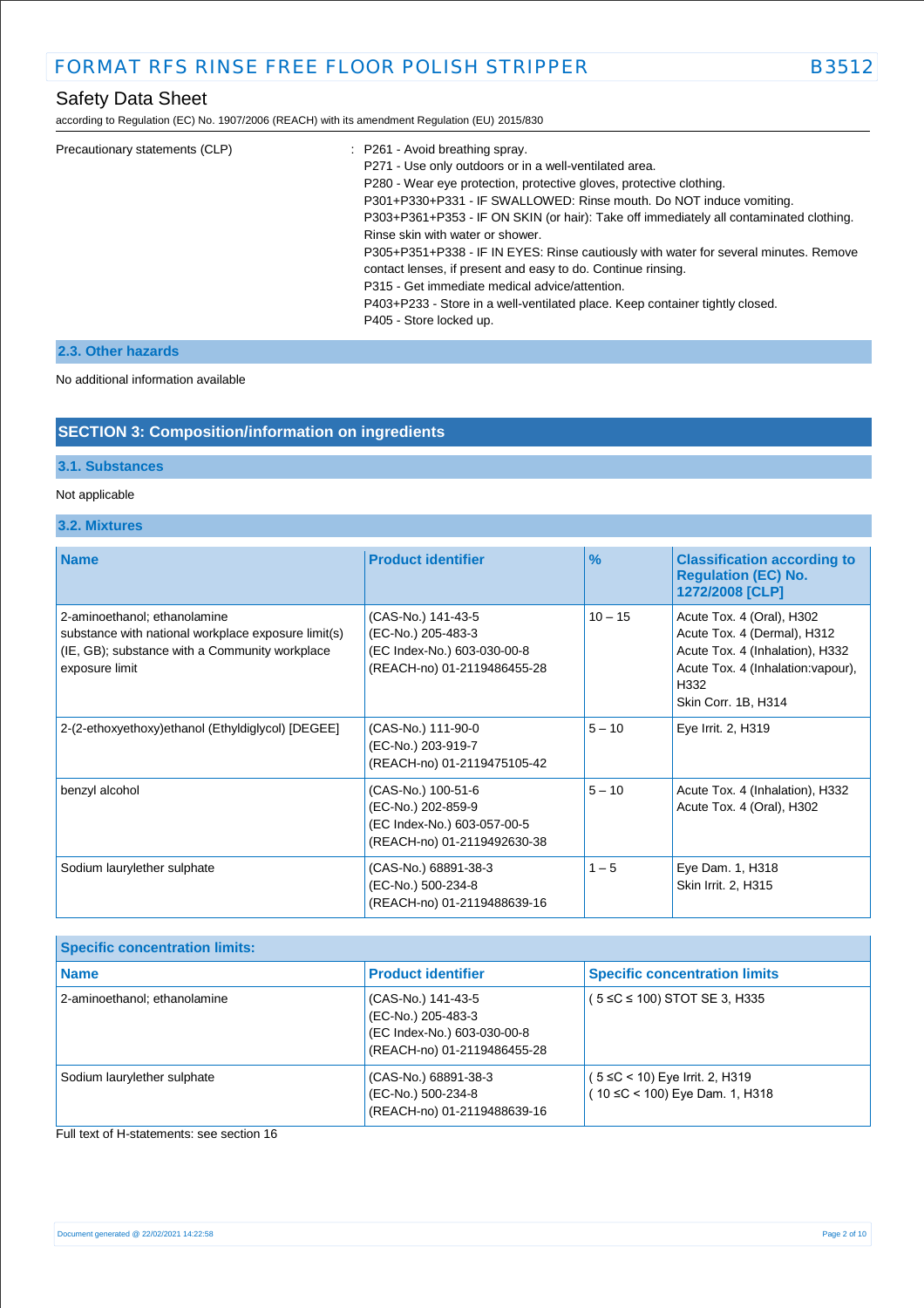| | |
|---|---|
| Precautionary statements (CLP) | : P261 - Avoid breathing spray.<br>P271 - Use only outdoors or in a well-ventilated area.<br>P280 - Wear eye protection, protective gloves, protective clothing.<br>P301+P330+P331 - IF SWALLOWED: Rinse mouth. Do NOT induce vomiting.<br>P303+P361+P353 - IF ON SKIN (or hair): Take off immediately all contaminated clothing. Rinse skin with water or shower.<br>P305+P351+P338 - IF IN EYES: Rinse cautiously with water for several minutes. Remove contact lenses, if present and easy to do. Continue rinsing.<br>P315 - Get immediate medical advice/attention.<br>P403+P233 - Store in a well-ventilated place. Keep container tightly closed.<br>P405 - Store locked up. |

### 2.3. Other hazards

No additional information available

## SECTION 3: Composition/information on ingredients

### 3.1. Substances

Not applicable

### 3.2. Mixtures

| Name | Product identifier | % | Classification according to Regulation (EC) No. 1272/2008 [CLP] |
|---|---|---|---|
| 2-aminoethanol; ethanolamine<br>substance with national workplace exposure limit(s) (IE, GB); substance with a Community workplace exposure limit | (CAS-No.) 141-43-5<br>(EC-No.) 205-483-3<br>(EC Index-No.) 603-030-00-8<br>(REACH-no) 01-2119486455-28 | 10 – 15 | Acute Tox. 4 (Oral), H302<br>Acute Tox. 4 (Dermal), H312<br>Acute Tox. 4 (Inhalation), H332<br>Acute Tox. 4 (Inhalation:vapour), H332<br>Skin Corr. 1B, H314 |
| 2-(2-ethoxyethoxy)ethanol (Ethyldiglycol) [DEGEE] | (CAS-No.) 111-90-0<br>(EC-No.) 203-919-7<br>(REACH-no) 01-2119475105-42 | 5 – 10 | Eye Irrit. 2, H319 |
| benzyl alcohol | (CAS-No.) 100-51-6<br>(EC-No.) 202-859-9<br>(EC Index-No.) 603-057-00-5<br>(REACH-no) 01-2119492630-38 | 5 – 10 | Acute Tox. 4 (Inhalation), H332<br>Acute Tox. 4 (Oral), H302 |
| Sodium laurylether sulphate | (CAS-No.) 68891-38-3<br>(EC-No.) 500-234-8<br>(REACH-no) 01-2119488639-16 | 1 – 5 | Eye Dam. 1, H318<br>Skin Irrit. 2, H315 |

| Specific concentration limits: | | |
|---|---|---|
| **Name** | **Product identifier** | **Specific concentration limits** |
| 2-aminoethanol; ethanolamine | (CAS-No.) 141-43-5<br>(EC-No.) 205-483-3<br>(EC Index-No.) 603-030-00-8<br>(REACH-no) 01-2119486455-28 | ( 5 ≤C ≤ 100) STOT SE 3, H335 |
| Sodium laurylether sulphate | (CAS-No.) 68891-38-3<br>(EC-No.) 500-234-8<br>(REACH-no) 01-2119488639-16 | ( 5 ≤C < 10) Eye Irrit. 2, H319<br>( 10 ≤C < 100) Eye Dam. 1, H318 |

Full text of H-statements: see section 16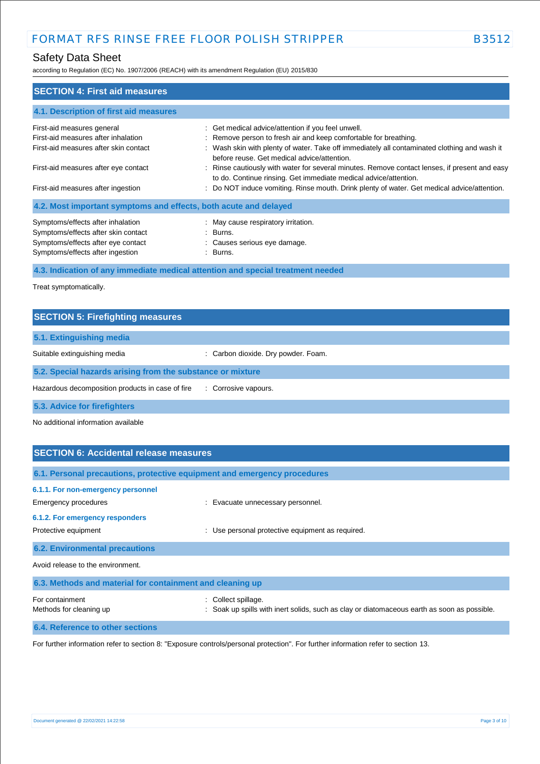## SECTION 4: First aid measures

### 4.1. Description of first aid measures

| | |
|---|---|
| First-aid measures general | : Get medical advice/attention if you feel unwell. |
| First-aid measures after inhalation | : Remove person to fresh air and keep comfortable for breathing. |
| First-aid measures after skin contact | : Wash skin with plenty of water. Take off immediately all contaminated clothing and wash it before reuse. Get medical advice/attention. |
| First-aid measures after eye contact | : Rinse cautiously with water for several minutes. Remove contact lenses, if present and easy to do. Continue rinsing. Get immediate medical advice/attention. |
| First-aid measures after ingestion | : Do NOT induce vomiting. Rinse mouth. Drink plenty of water. Get medical advice/attention. |

### 4.2. Most important symptoms and effects, both acute and delayed

| | |
|---|---|
| Symptoms/effects after inhalation | : May cause respiratory irritation. |
| Symptoms/effects after skin contact | : Burns. |
| Symptoms/effects after eye contact | : Causes serious eye damage. |
| Symptoms/effects after ingestion | : Burns. |

### 4.3. Indication of any immediate medical attention and special treatment needed

Treat symptomatically.

## SECTION 5: Firefighting measures

### 5.1. Extinguishing media

| | |
|---|---|
| Suitable extinguishing media | : Carbon dioxide. Dry powder. Foam. |

### 5.2. Special hazards arising from the substance or mixture

| | |
|---|---|
| Hazardous decomposition products in case of fire | : Corrosive vapours. |

### 5.3. Advice for firefighters

No additional information available

## SECTION 6: Accidental release measures

### 6.1. Personal precautions, protective equipment and emergency procedures

#### 6.1.1. For non-emergency personnel

| | |
|---|---|
| Emergency procedures | : Evacuate unnecessary personnel. |

#### 6.1.2. For emergency responders

| | |
|---|---|
| Protective equipment | : Use personal protective equipment as required. |

### 6.2. Environmental precautions

Avoid release to the environment.

### 6.3. Methods and material for containment and cleaning up

| | |
|---|---|
| For containment | : Collect spillage. |
| Methods for cleaning up | : Soak up spills with inert solids, such as clay or diatomaceous earth as soon as possible. |

### 6.4. Reference to other sections

For further information refer to section 8: "Exposure controls/personal protection". For further information refer to section 13.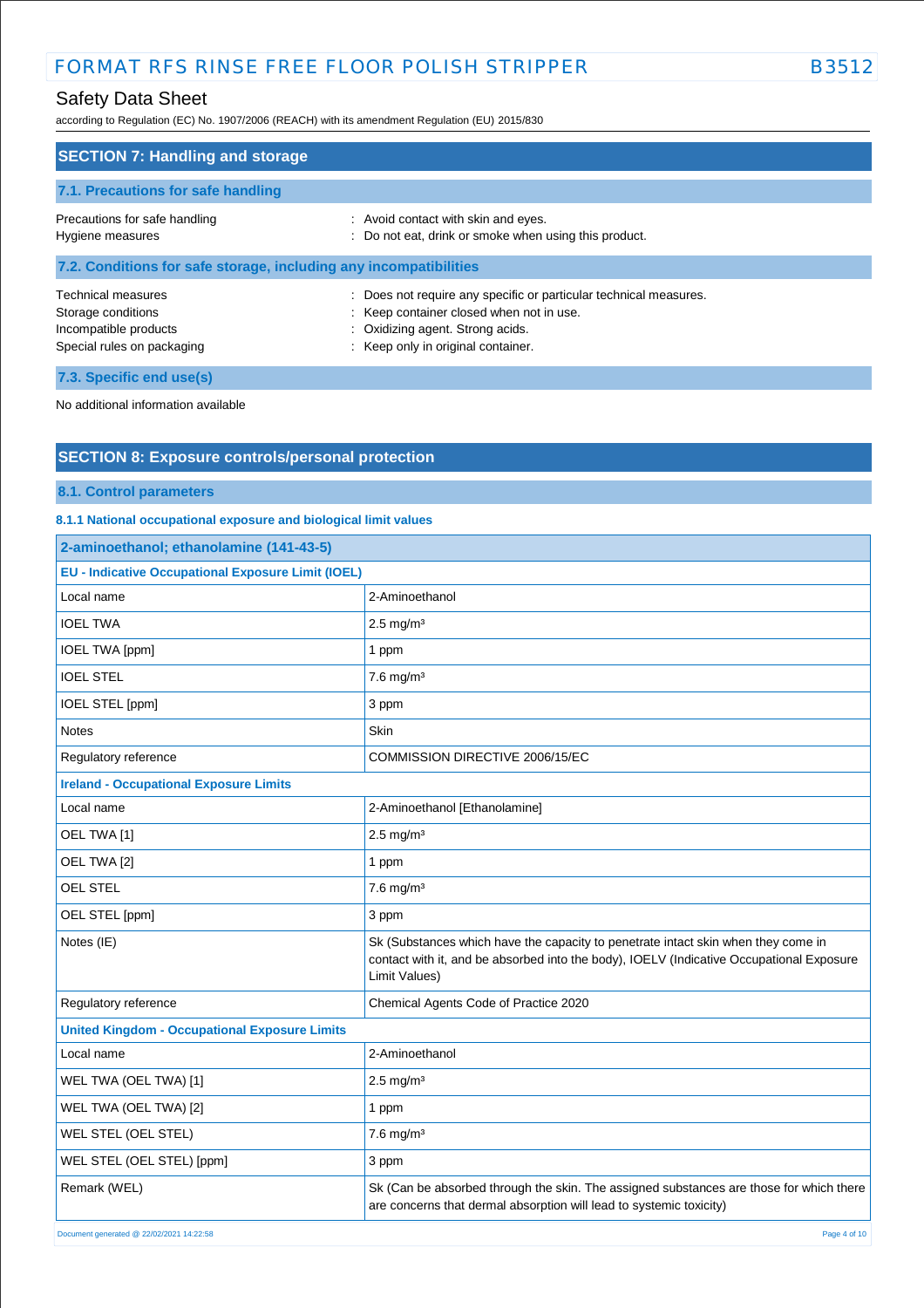## SECTION 7: Handling and storage

### 7.1. Precautions for safe handling

Precautions for safe handling : Avoid contact with skin and eyes.
Hygiene measures : Do not eat, drink or smoke when using this product.

### 7.2. Conditions for safe storage, including any incompatibilities

Technical measures : Does not require any specific or particular technical measures.
Storage conditions : Keep container closed when not in use.
Incompatible products : Oxidizing agent. Strong acids.
Special rules on packaging : Keep only in original container.

### 7.3. Specific end use(s)

No additional information available

## SECTION 8: Exposure controls/personal protection

### 8.1. Control parameters

#### 8.1.1 National occupational exposure and biological limit values

| 2-aminoethanol; ethanolamine (141-43-5) | |
|---|---|
| **EU - Indicative Occupational Exposure Limit (IOEL)** | |
| Local name | 2-Aminoethanol |
| IOEL TWA | 2.5 mg/m³ |
| IOEL TWA [ppm] | 1 ppm |
| IOEL STEL | 7.6 mg/m³ |
| IOEL STEL [ppm] | 3 ppm |
| Notes | Skin |
| Regulatory reference | COMMISSION DIRECTIVE 2006/15/EC |
| **Ireland - Occupational Exposure Limits** | |
| Local name | 2-Aminoethanol [Ethanolamine] |
| OEL TWA [1] | 2.5 mg/m³ |
| OEL TWA [2] | 1 ppm |
| OEL STEL | 7.6 mg/m³ |
| OEL STEL [ppm] | 3 ppm |
| Notes (IE) | Sk (Substances which have the capacity to penetrate intact skin when they come in contact with it, and be absorbed into the body), IOELV (Indicative Occupational Exposure Limit Values) |
| Regulatory reference | Chemical Agents Code of Practice 2020 |
| **United Kingdom - Occupational Exposure Limits** | |
| Local name | 2-Aminoethanol |
| WEL TWA (OEL TWA) [1] | 2.5 mg/m³ |
| WEL TWA (OEL TWA) [2] | 1 ppm |
| WEL STEL (OEL STEL) | 7.6 mg/m³ |
| WEL STEL (OEL STEL) [ppm] | 3 ppm |
| Remark (WEL) | Sk (Can be absorbed through the skin. The assigned substances are those for which there are concerns that dermal absorption will lead to systemic toxicity) |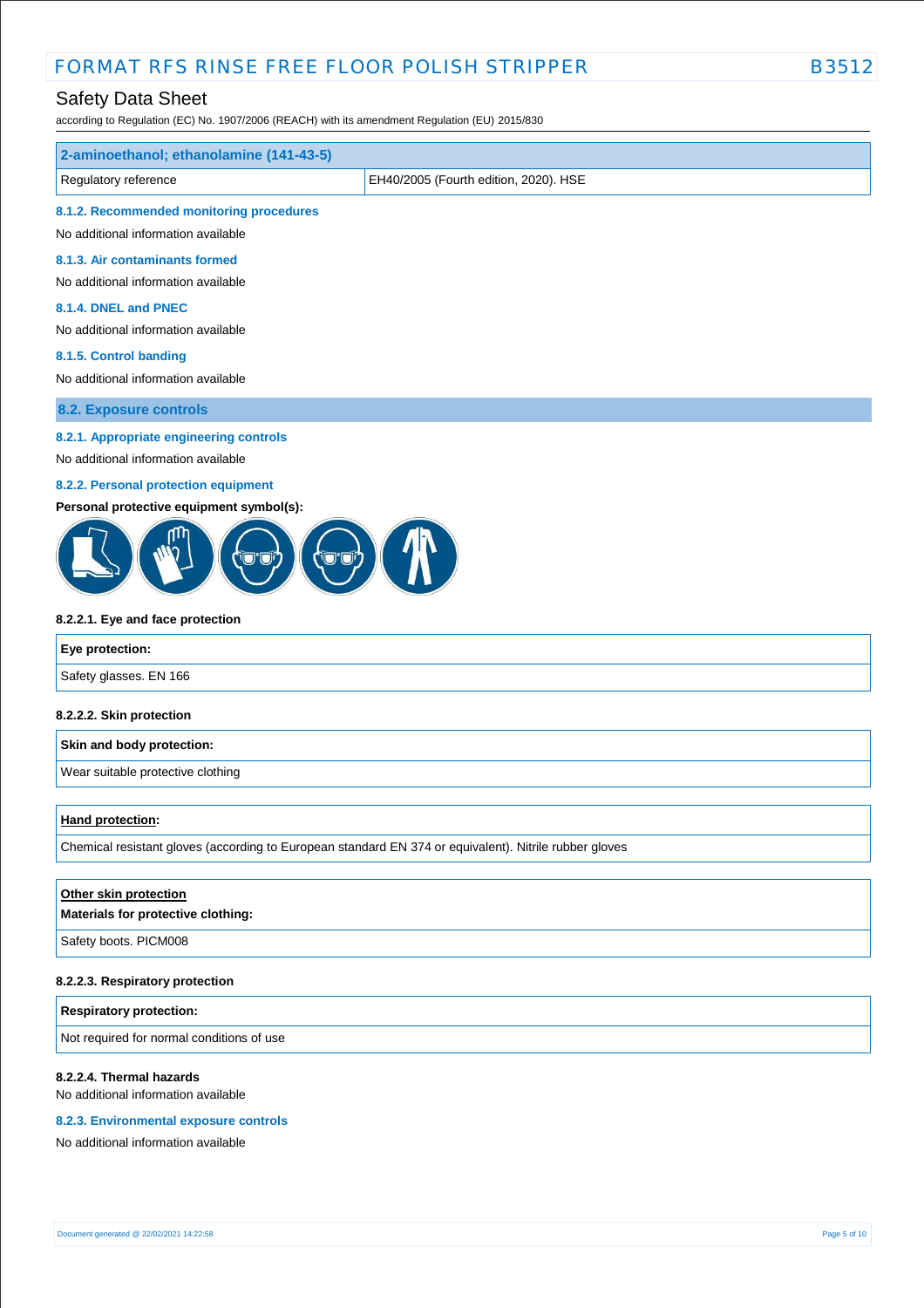| 2-aminoethanol; ethanolamine (141-43-5) | |
|---|---|
| Regulatory reference | EH40/2005 (Fourth edition, 2020). HSE |

#### 8.1.2. Recommended monitoring procedures

No additional information available

#### 8.1.3. Air contaminants formed

No additional information available

#### 8.1.4. DNEL and PNEC

No additional information available

#### 8.1.5. Control banding

No additional information available

### 8.2. Exposure controls

#### 8.2.1. Appropriate engineering controls

No additional information available

#### 8.2.2. Personal protection equipment

**Personal protective equipment symbol(s):**

**8.2.2.1. Eye and face protection**

| Eye protection: |
|---|
| Safety glasses. EN 166 |

**8.2.2.2. Skin protection**

| Skin and body protection: |
|---|
| Wear suitable protective clothing |

| Hand protection: |
|---|
| Chemical resistant gloves (according to European standard EN 374 or equivalent). Nitrile rubber gloves |

| Other skin protection<br>Materials for protective clothing: |
|---|
| Safety boots. PICM008 |

**8.2.2.3. Respiratory protection**

| Respiratory protection: |
|---|
| Not required for normal conditions of use |

**8.2.2.4. Thermal hazards**

No additional information available

#### 8.2.3. Environmental exposure controls

No additional information available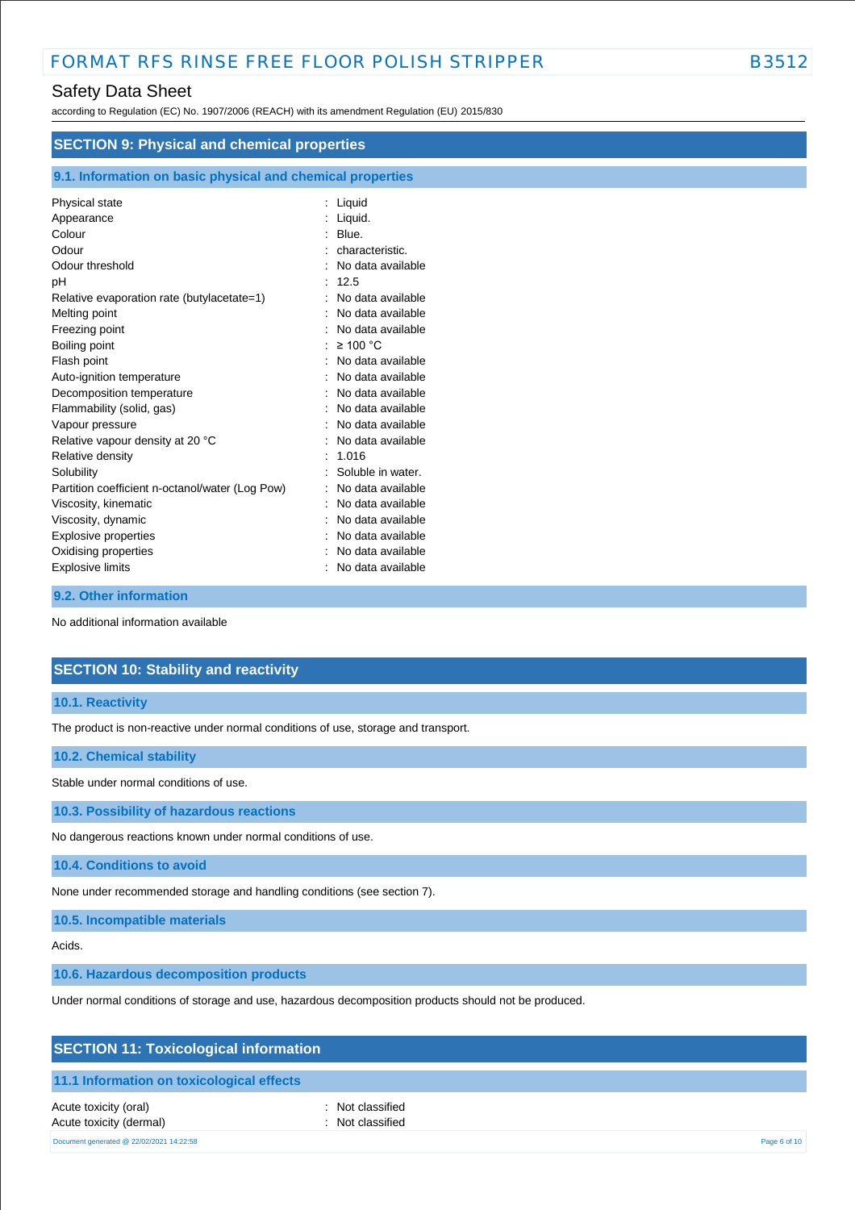## SECTION 9: Physical and chemical properties

### 9.1. Information on basic physical and chemical properties

| | |
|---|---|
| Physical state | : Liquid |
| Appearance | : Liquid. |
| Colour | : Blue. |
| Odour | : characteristic. |
| Odour threshold | : No data available |
| pH | : 12.5 |
| Relative evaporation rate (butylacetate=1) | : No data available |
| Melting point | : No data available |
| Freezing point | : No data available |
| Boiling point | : ≥ 100 °C |
| Flash point | : No data available |
| Auto-ignition temperature | : No data available |
| Decomposition temperature | : No data available |
| Flammability (solid, gas) | : No data available |
| Vapour pressure | : No data available |
| Relative vapour density at 20 °C | : No data available |
| Relative density | : 1.016 |
| Solubility | : Soluble in water. |
| Partition coefficient n-octanol/water (Log Pow) | : No data available |
| Viscosity, kinematic | : No data available |
| Viscosity, dynamic | : No data available |
| Explosive properties | : No data available |
| Oxidising properties | : No data available |
| Explosive limits | : No data available |

### 9.2. Other information

No additional information available

## SECTION 10: Stability and reactivity

### 10.1. Reactivity

The product is non-reactive under normal conditions of use, storage and transport.

### 10.2. Chemical stability

Stable under normal conditions of use.

### 10.3. Possibility of hazardous reactions

No dangerous reactions known under normal conditions of use.

### 10.4. Conditions to avoid

None under recommended storage and handling conditions (see section 7).

### 10.5. Incompatible materials

Acids.

### 10.6. Hazardous decomposition products

Under normal conditions of storage and use, hazardous decomposition products should not be produced.

## SECTION 11: Toxicological information

### 11.1 Information on toxicological effects

| | |
|---|---|
| Acute toxicity (oral) | : Not classified |
| Acute toxicity (dermal) | : Not classified |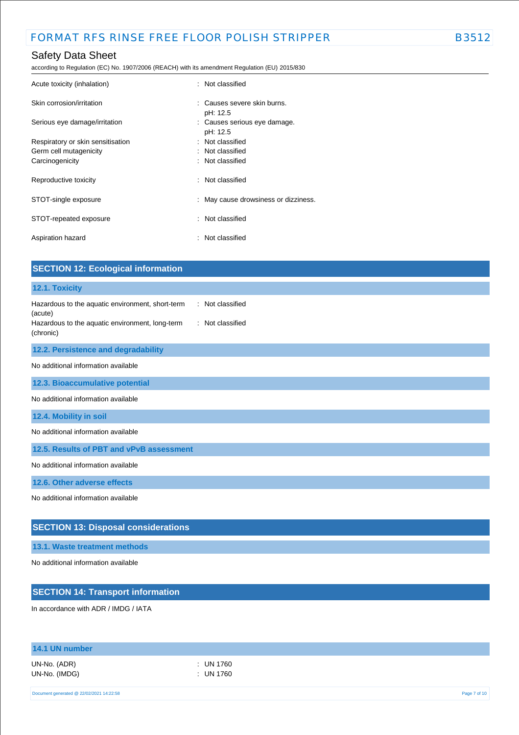| | |
|---|---|
| Acute toxicity (inhalation) | : Not classified |
| Skin corrosion/irritation | : Causes severe skin burns.<br>pH: 12.5 |
| Serious eye damage/irritation | : Causes serious eye damage.<br>pH: 12.5 |
| Respiratory or skin sensitisation | : Not classified |
| Germ cell mutagenicity | : Not classified |
| Carcinogenicity | : Not classified |
| Reproductive toxicity | : Not classified |
| STOT-single exposure | : May cause drowsiness or dizziness. |
| STOT-repeated exposure | : Not classified |
| Aspiration hazard | : Not classified |

## SECTION 12: Ecological information

### 12.1. Toxicity

| | |
|---|---|
| Hazardous to the aquatic environment, short-term (acute) | : Not classified |
| Hazardous to the aquatic environment, long-term (chronic) | : Not classified |

### 12.2. Persistence and degradability

No additional information available

### 12.3. Bioaccumulative potential

No additional information available

### 12.4. Mobility in soil

No additional information available

### 12.5. Results of PBT and vPvB assessment

No additional information available

### 12.6. Other adverse effects

No additional information available

## SECTION 13: Disposal considerations

### 13.1. Waste treatment methods

No additional information available

## SECTION 14: Transport information

In accordance with ADR / IMDG / IATA

### 14.1 UN number

| | |
|---|---|
| UN-No. (ADR) | : UN 1760 |
| UN-No. (IMDG) | : UN 1760 |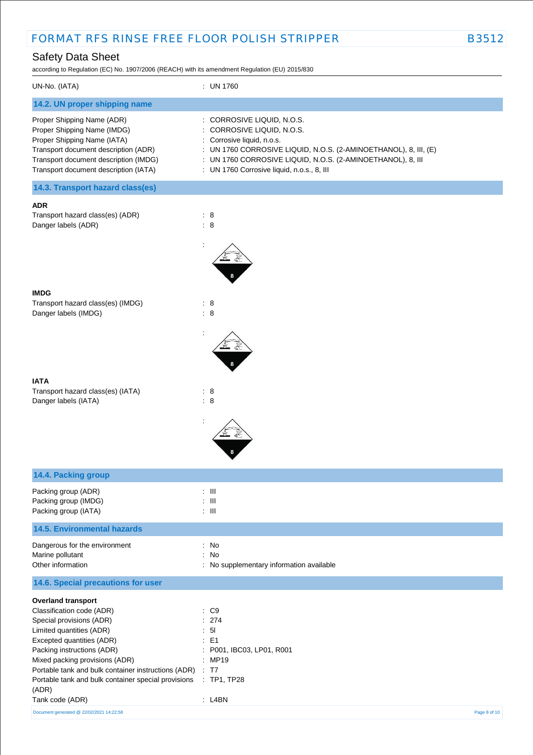UN-No. (IATA) : UN 1760

### 14.2. UN proper shipping name

| | |
|---|---|
| Proper Shipping Name (ADR) | : CORROSIVE LIQUID, N.O.S. |
| Proper Shipping Name (IMDG) | : CORROSIVE LIQUID, N.O.S. |
| Proper Shipping Name (IATA) | : Corrosive liquid, n.o.s. |
| Transport document description (ADR) | : UN 1760 CORROSIVE LIQUID, N.O.S. (2-AMINOETHANOL), 8, III, (E) |
| Transport document description (IMDG) | : UN 1760 CORROSIVE LIQUID, N.O.S. (2-AMINOETHANOL), 8, III |
| Transport document description (IATA) | : UN 1760 Corrosive liquid, n.o.s., 8, III |

### 14.3. Transport hazard class(es)

**ADR**

| | |
|---|---|
| Transport hazard class(es) (ADR) | : 8 |
| Danger labels (ADR) | : 8 |
| | : |

**IMDG**

| | |
|---|---|
| Transport hazard class(es) (IMDG) | : 8 |
| Danger labels (IMDG) | : 8 |
| | : |

**IATA**

| | |
|---|---|
| Transport hazard class(es) (IATA) | : 8 |
| Danger labels (IATA) | : 8 |
| | : |

### 14.4. Packing group

| | |
|---|---|
| Packing group (ADR) | : III |
| Packing group (IMDG) | : III |
| Packing group (IATA) | : III |

### 14.5. Environmental hazards

| | |
|---|---|
| Dangerous for the environment | : No |
| Marine pollutant | : No |
| Other information | : No supplementary information available |

### 14.6. Special precautions for user

**Overland transport**

| | |
|---|---|
| Classification code (ADR) | : C9 |
| Special provisions (ADR) | : 274 |
| Limited quantities (ADR) | : 5l |
| Excepted quantities (ADR) | : E1 |
| Packing instructions (ADR) | : P001, IBC03, LP01, R001 |
| Mixed packing provisions (ADR) | : MP19 |
| Portable tank and bulk container instructions (ADR) | : T7 |
| Portable tank and bulk container special provisions (ADR) | : TP1, TP28 |
| Tank code (ADR) | : L4BN |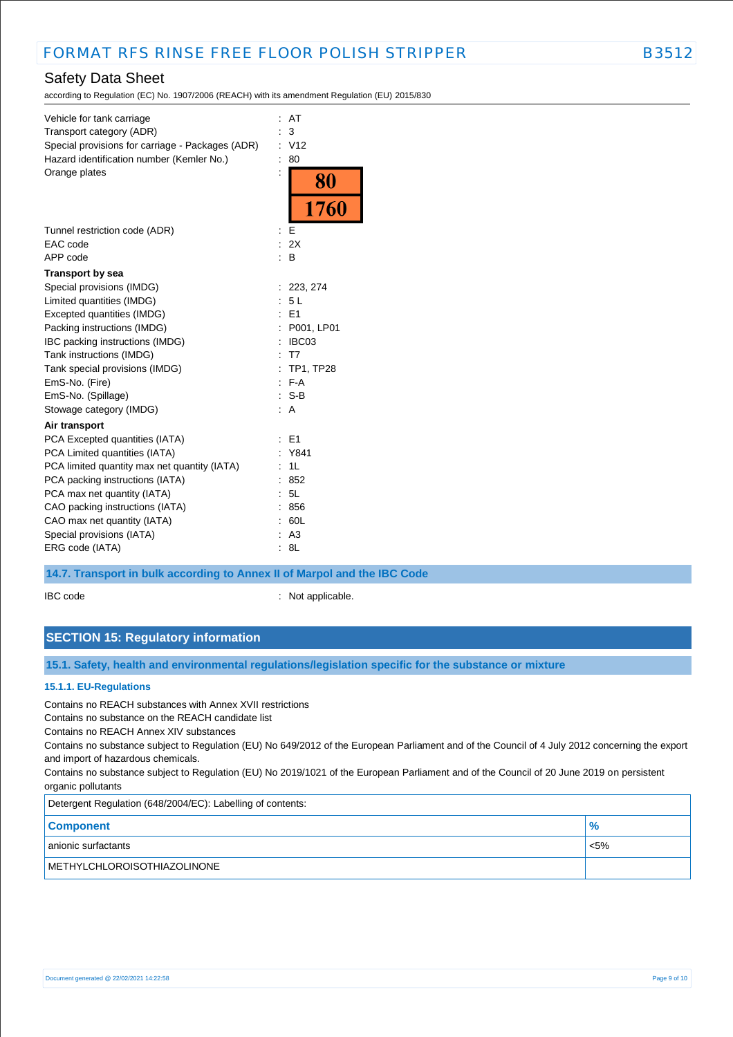| | | |
|---|---|---|
| Vehicle for tank carriage | : | AT |
| Transport category (ADR) | : | 3 |
| Special provisions for carriage - Packages (ADR) | : | V12 |
| Hazard identification number (Kemler No.) | : | 80 |
| Orange plates | : | 80 / 1760 |
| Tunnel restriction code (ADR) | : | E |
| EAC code | : | 2X |
| APP code | : | B |

**Transport by sea**

| | | |
|---|---|---|
| Special provisions (IMDG) | : | 223, 274 |
| Limited quantities (IMDG) | : | 5 L |
| Excepted quantities (IMDG) | : | E1 |
| Packing instructions (IMDG) | : | P001, LP01 |
| IBC packing instructions (IMDG) | : | IBC03 |
| Tank instructions (IMDG) | : | T7 |
| Tank special provisions (IMDG) | : | TP1, TP28 |
| EmS-No. (Fire) | : | F-A |
| EmS-No. (Spillage) | : | S-B |
| Stowage category (IMDG) | : | A |

**Air transport**

| | | |
|---|---|---|
| PCA Excepted quantities (IATA) | : | E1 |
| PCA Limited quantities (IATA) | : | Y841 |
| PCA limited quantity max net quantity (IATA) | : | 1L |
| PCA packing instructions (IATA) | : | 852 |
| PCA max net quantity (IATA) | : | 5L |
| CAO packing instructions (IATA) | : | 856 |
| CAO max net quantity (IATA) | : | 60L |
| Special provisions (IATA) | : | A3 |
| ERG code (IATA) | : | 8L |

### 14.7. Transport in bulk according to Annex II of Marpol and the IBC Code

IBC code : Not applicable.

## SECTION 15: Regulatory information

### 15.1. Safety, health and environmental regulations/legislation specific for the substance or mixture

#### 15.1.1. EU-Regulations

Contains no REACH substances with Annex XVII restrictions
Contains no substance on the REACH candidate list
Contains no REACH Annex XIV substances
Contains no substance subject to Regulation (EU) No 649/2012 of the European Parliament and of the Council of 4 July 2012 concerning the export and import of hazardous chemicals.
Contains no substance subject to Regulation (EU) No 2019/1021 of the European Parliament and of the Council of 20 June 2019 on persistent organic pollutants

Detergent Regulation (648/2004/EC): Labelling of contents:

| Component | % |
|---|---|
| anionic surfactants | <5% |
| METHYLCHLOROISOTHIAZOLINONE | |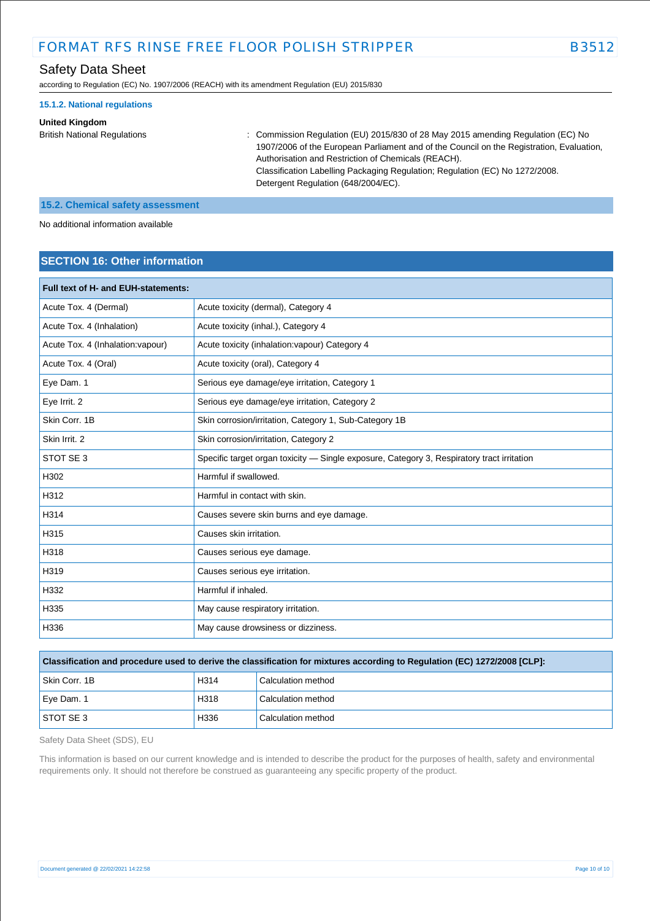#### 15.1.2. National regulations

**United Kingdom**

British National Regulations : Commission Regulation (EU) 2015/830 of 28 May 2015 amending Regulation (EC) No 1907/2006 of the European Parliament and of the Council on the Registration, Evaluation, Authorisation and Restriction of Chemicals (REACH).
Classification Labelling Packaging Regulation; Regulation (EC) No 1272/2008.
Detergent Regulation (648/2004/EC).

### 15.2. Chemical safety assessment

No additional information available

## SECTION 16: Other information

| Full text of H- and EUH-statements: | |
|---|---|
| Acute Tox. 4 (Dermal) | Acute toxicity (dermal), Category 4 |
| Acute Tox. 4 (Inhalation) | Acute toxicity (inhal.), Category 4 |
| Acute Tox. 4 (Inhalation:vapour) | Acute toxicity (inhalation:vapour) Category 4 |
| Acute Tox. 4 (Oral) | Acute toxicity (oral), Category 4 |
| Eye Dam. 1 | Serious eye damage/eye irritation, Category 1 |
| Eye Irrit. 2 | Serious eye damage/eye irritation, Category 2 |
| Skin Corr. 1B | Skin corrosion/irritation, Category 1, Sub-Category 1B |
| Skin Irrit. 2 | Skin corrosion/irritation, Category 2 |
| STOT SE 3 | Specific target organ toxicity — Single exposure, Category 3, Respiratory tract irritation |
| H302 | Harmful if swallowed. |
| H312 | Harmful in contact with skin. |
| H314 | Causes severe skin burns and eye damage. |
| H315 | Causes skin irritation. |
| H318 | Causes serious eye damage. |
| H319 | Causes serious eye irritation. |
| H332 | Harmful if inhaled. |
| H335 | May cause respiratory irritation. |
| H336 | May cause drowsiness or dizziness. |

| Classification and procedure used to derive the classification for mixtures according to Regulation (EC) 1272/2008 [CLP]: | | |
|---|---|---|
| Skin Corr. 1B | H314 | Calculation method |
| Eye Dam. 1 | H318 | Calculation method |
| STOT SE 3 | H336 | Calculation method |

Safety Data Sheet (SDS), EU

This information is based on our current knowledge and is intended to describe the product for the purposes of health, safety and environmental requirements only. It should not therefore be construed as guaranteeing any specific property of the product.